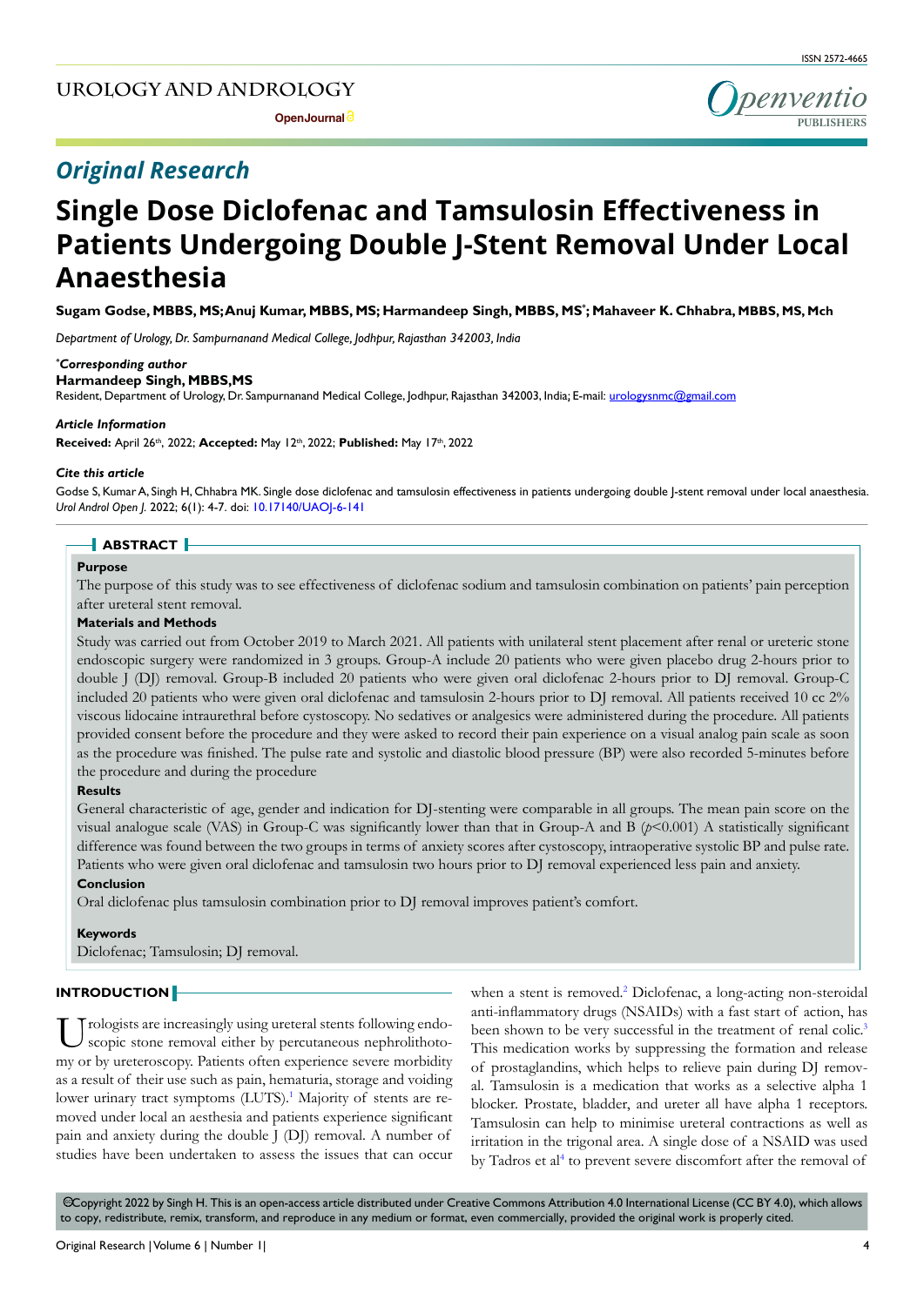## Original Research

# Single Dose Diclofenac and Tamsulosin Effectiveness in Patients Undergoing Double J-Stent Removal Under Local Anaesthesia

**Sugam Godse, MBBS, MS; Anuj Kumar, MBBS, MS; Harmandeep Singh, MBBS, MS\*; Mahaveer K. Chhabra, MBBS, MS, Mch**

*Department of Urology, Dr. Sampurnanand Medical College, Jodhpur, Rajasthan 342003, India*

***Corresponding author***

**Harmandeep Singh, MBBS,MS**

Resident, Department of Urology, Dr. Sampurnanand Medical College, Jodhpur, Rajasthan 342003, India; E-mail: urologysnmc@gmail.com

***Article Information***

**Received:** April 26th, 2022; **Accepted:** May 12th, 2022; **Published:** May 17th, 2022

***Cite this article***

Godse S, Kumar A, Singh H, Chhabra MK. Single dose diclofenac and tamsulosin effectiveness in patients undergoing double J-stent removal under local anaesthesia. *Urol Androl Open J*. 2022; 6(1): 4-7. doi: 10.17140/UAOJ-6-141

## ABSTRACT

**Purpose**

The purpose of this study was to see effectiveness of diclofenac sodium and tamsulosin combination on patients' pain perception after ureteral stent removal.

**Materials and Methods**

Study was carried out from October 2019 to March 2021. All patients with unilateral stent placement after renal or ureteric stone endoscopic surgery were randomized in 3 groups. Group-A include 20 patients who were given placebo drug 2-hours prior to double J (DJ) removal. Group-B included 20 patients who were given oral diclofenac 2-hours prior to DJ removal. Group-C included 20 patients who were given oral diclofenac and tamsulosin 2-hours prior to DJ removal. All patients received 10 cc 2% viscous lidocaine intraurethral before cystoscopy. No sedatives or analgesics were administered during the procedure. All patients provided consent before the procedure and they were asked to record their pain experience on a visual analog pain scale as soon as the procedure was finished. The pulse rate and systolic and diastolic blood pressure (BP) were also recorded 5-minutes before the procedure and during the procedure

**Results**

General characteristic of age, gender and indication for DJ-stenting were comparable in all groups. The mean pain score on the visual analogue scale (VAS) in Group-C was significantly lower than that in Group-A and B ($p<0.001$) A statistically significant difference was found between the two groups in terms of anxiety scores after cystoscopy, intraoperative systolic BP and pulse rate. Patients who were given oral diclofenac and tamsulosin two hours prior to DJ removal experienced less pain and anxiety.

**Conclusion**

Oral diclofenac plus tamsulosin combination prior to DJ removal improves patient's comfort.

**Keywords**

Diclofenac; Tamsulosin; DJ removal.

## INTRODUCTION

Urologists are increasingly using ureteral stents following endoscopic stone removal either by percutaneous nephrolithotomy or by ureteroscopy. Patients often experience severe morbidity as a result of their use such as pain, hematuria, storage and voiding lower urinary tract symptoms (LUTS).[1] Majority of stents are removed under local an aesthesia and patients experience significant pain and anxiety during the double J (DJ) removal. A number of studies have been undertaken to assess the issues that can occur when a stent is removed.[2] Diclofenac, a long-acting non-steroidal anti-inflammatory drugs (NSAIDs) with a fast start of action, has been shown to be very successful in the treatment of renal colic.[3] This medication works by suppressing the formation and release of prostaglandins, which helps to relieve pain during DJ removal. Tamsulosin is a medication that works as a selective alpha 1 blocker. Prostate, bladder, and ureter all have alpha 1 receptors. Tamsulosin can help to minimise ureteral contractions as well as irritation in the trigonal area. A single dose of a NSAID was used by Tadros et al[4] to prevent severe discomfort after the removal of

©Copyright 2022 by Singh H. This is an open-access article distributed under Creative Commons Attribution 4.0 International License (CC BY 4.0), which allows to copy, redistribute, remix, transform, and reproduce in any medium or format, even commercially, provided the original work is properly cited.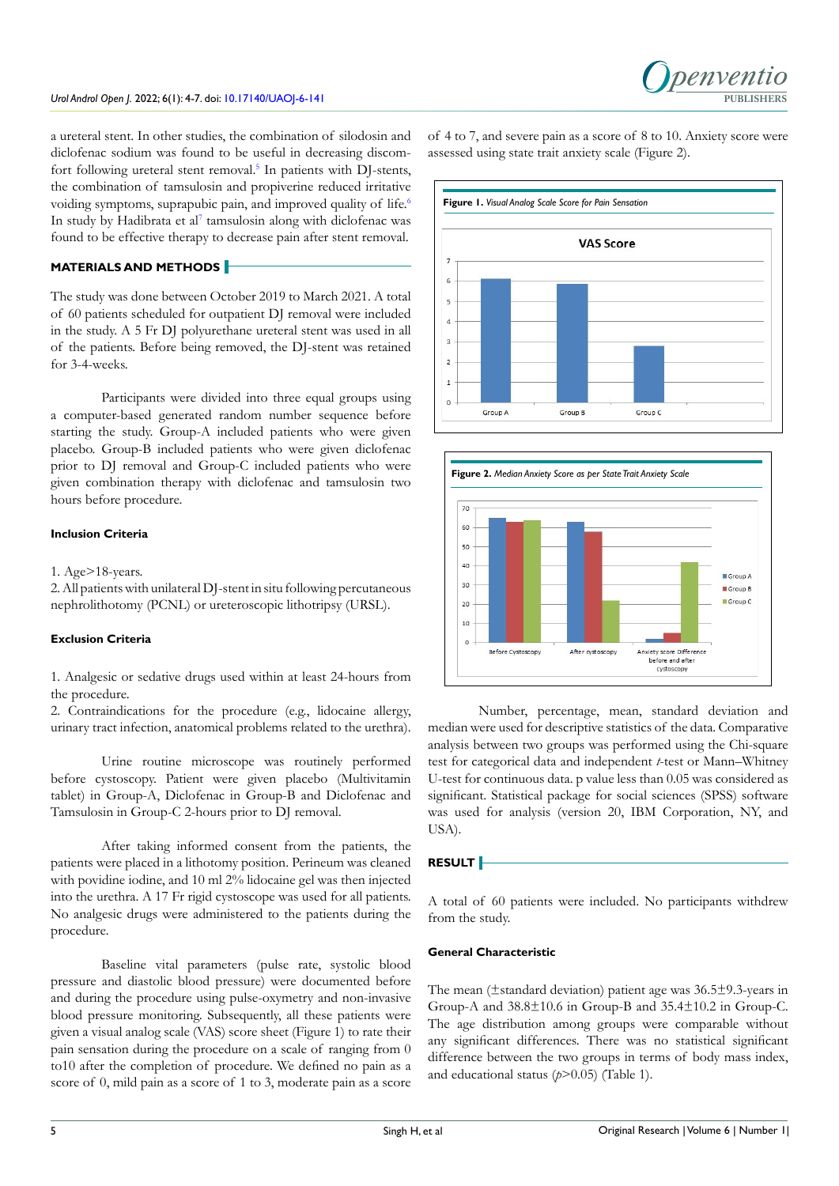a ureteral stent. In other studies, the combination of silodosin and diclofenac sodium was found to be useful in decreasing discomfort following ureteral stent removal.[5] In patients with DJ-stents, the combination of tamsulosin and propiverine reduced irritative voiding symptoms, suprapubic pain, and improved quality of life.[6] In study by Hadibrata et al[7] tamsulosin along with diclofenac was found to be effective therapy to decrease pain after stent removal.

## MATERIALS AND METHODS

The study was done between October 2019 to March 2021. A total of 60 patients scheduled for outpatient DJ removal were included in the study. A 5 Fr DJ polyurethane ureteral stent was used in all of the patients. Before being removed, the DJ-stent was retained for 3-4-weeks.

Participants were divided into three equal groups using a computer-based generated random number sequence before starting the study. Group-A included patients who were given placebo. Group-B included patients who were given diclofenac prior to DJ removal and Group-C included patients who were given combination therapy with diclofenac and tamsulosin two hours before procedure.

### Inclusion Criteria

1. Age>18-years.
2. All patients with unilateral DJ-stent in situ following percutaneous nephrolithotomy (PCNL) or ureteroscopic lithotripsy (URSL).

### Exclusion Criteria

1. Analgesic or sedative drugs used within at least 24-hours from the procedure.
2. Contraindications for the procedure (e.g., lidocaine allergy, urinary tract infection, anatomical problems related to the urethra).

Urine routine microscope was routinely performed before cystoscopy. Patient were given placebo (Multivitamin tablet) in Group-A, Diclofenac in Group-B and Diclofenac and Tamsulosin in Group-C 2-hours prior to DJ removal.

After taking informed consent from the patients, the patients were placed in a lithotomy position. Perineum was cleaned with povidine iodine, and 10 ml 2% lidocaine gel was then injected into the urethra. A 17 Fr rigid cystoscope was used for all patients. No analgesic drugs were administered to the patients during the procedure.

Baseline vital parameters (pulse rate, systolic blood pressure and diastolic blood pressure) were documented before and during the procedure using pulse-oxymetry and non-invasive blood pressure monitoring. Subsequently, all these patients were given a visual analog scale (VAS) score sheet (Figure 1) to rate their pain sensation during the procedure on a scale of ranging from 0 to10 after the completion of procedure. We defined no pain as a score of 0, mild pain as a score of 1 to 3, moderate pain as a score of 4 to 7, and severe pain as a score of 8 to 10. Anxiety score were assessed using state trait anxiety scale (Figure 2).

**Figure 1.** *Visual Analog Scale Score for Pain Sensation*

**Figure 2.** *Median Anxiety Score as per State Trait Anxiety Scale*

Number, percentage, mean, standard deviation and median were used for descriptive statistics of the data. Comparative analysis between two groups was performed using the Chi-square test for categorical data and independent *t*-test or Mann–Whitney U-test for continuous data. p value less than 0.05 was considered as significant. Statistical package for social sciences (SPSS) software was used for analysis (version 20, IBM Corporation, NY, and USA).

## RESULT

A total of 60 patients were included. No participants withdrew from the study.

### General Characteristic

The mean (±standard deviation) patient age was 36.5±9.3-years in Group-A and 38.8±10.6 in Group-B and 35.4±10.2 in Group-C. The age distribution among groups were comparable without any significant differences. There was no statistical significant difference between the two groups in terms of body mass index, and educational status ($p>0.05$) (Table 1).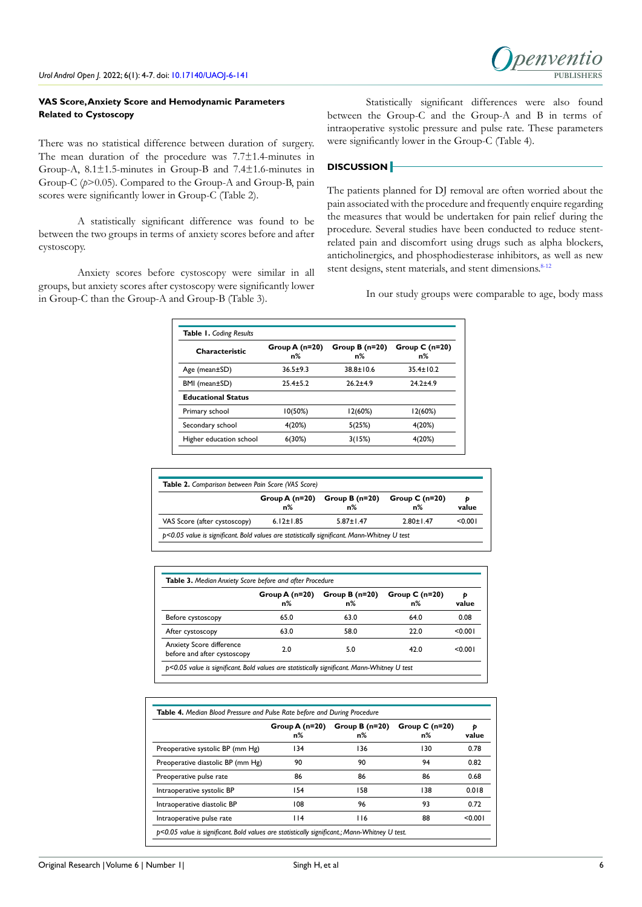#### VAS Score, Anxiety Score and Hemodynamic Parameters Related to Cystoscopy

There was no statistical difference between duration of surgery. The mean duration of the procedure was 7.7±1.4-minutes in Group-A, 8.1±1.5-minutes in Group-B and 7.4±1.6-minutes in Group-C ($p$>0.05). Compared to the Group-A and Group-B, pain scores were significantly lower in Group-C (Table 2).

A statistically significant difference was found to be between the two groups in terms of anxiety scores before and after cystoscopy.

Anxiety scores before cystoscopy were similar in all groups, but anxiety scores after cystoscopy were significantly lower in Group-C than the Group-A and Group-B (Table 3).

Statistically significant differences were also found between the Group-C and the Group-A and B in terms of intraoperative systolic pressure and pulse rate. These parameters were significantly lower in the Group-C (Table 4).

## DISCUSSION

The patients planned for DJ removal are often worried about the pain associated with the procedure and frequently enquire regarding the measures that would be undertaken for pain relief during the procedure. Several studies have been conducted to reduce stent-related pain and discomfort using drugs such as alpha blockers, anticholinergics, and phosphodiesterase inhibitors, as well as new stent designs, stent materials, and stent dimensions.[8-12]

In our study groups were comparable to age, body mass

**Table 1.** *Coding Results*

| Characteristic | Group A (n=20) n% | Group B (n=20) n% | Group C (n=20) n% |
|---|---|---|---|
| Age (mean±SD) | 36.5±9.3 | 38.8±10.6 | 35.4±10.2 |
| BMI (mean±SD) | 25.4±5.2 | 26.2±4.9 | 24.2±4.9 |
| **Educational Status** | | | |
| Primary school | 10(50%) | 12(60%) | 12(60%) |
| Secondary school | 4(20%) | 5(25%) | 4(20%) |
| Higher education school | 6(30%) | 3(15%) | 4(20%) |

**Table 2.** *Comparison between Pain Score (VAS Score)*

| | Group A (n=20) n% | Group B (n=20) n% | Group C (n=20) n% | $p$ value |
|---|---|---|---|---|
| VAS Score (after cystoscopy) | 6.12±1.85 | 5.87±1.47 | 2.80±1.47 | <0.001 |

*p<0.05 value is significant. Bold values are statistically significant. Mann-Whitney U test*

**Table 3.** *Median Anxiety Score before and after Procedure*

| | Group A (n=20) n% | Group B (n=20) n% | Group C (n=20) n% | $p$ value |
|---|---|---|---|---|
| Before cystoscopy | 65.0 | 63.0 | 64.0 | 0.08 |
| After cystoscopy | 63.0 | 58.0 | 22.0 | <0.001 |
| Anxiety Score difference before and after cystoscopy | 2.0 | 5.0 | 42.0 | <0.001 |

*p<0.05 value is significant. Bold values are statistically significant. Mann-Whitney U test*

**Table 4.** *Median Blood Pressure and Pulse Rate before and During Procedure*

| | Group A (n=20) n% | Group B (n=20) n% | Group C (n=20) n% | $p$ value |
|---|---|---|---|---|
| Preoperative systolic BP (mm Hg) | 134 | 136 | 130 | 0.78 |
| Preoperative diastolic BP (mm Hg) | 90 | 90 | 94 | 0.82 |
| Preoperative pulse rate | 86 | 86 | 86 | 0.68 |
| Intraoperative systolic BP | 154 | 158 | 138 | 0.018 |
| Intraoperative diastolic BP | 108 | 96 | 93 | 0.72 |
| Intraoperative pulse rate | 114 | 116 | 88 | <0.001 |

*p<0.05 value is significant. Bold values are statistically significant.; Mann-Whitney U test.*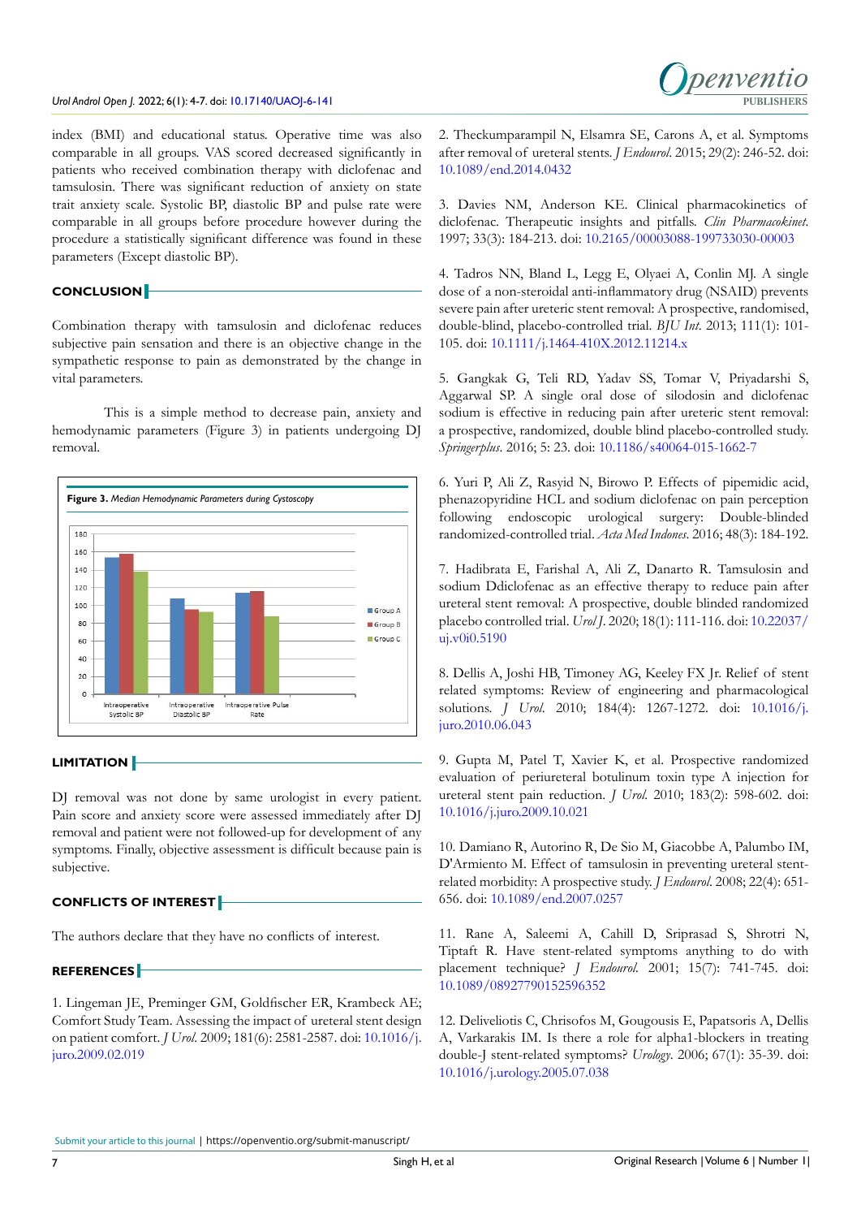index (BMI) and educational status. Operative time was also comparable in all groups. VAS scored decreased significantly in patients who received combination therapy with diclofenac and tamsulosin. There was significant reduction of anxiety on state trait anxiety scale. Systolic BP, diastolic BP and pulse rate were comparable in all groups before procedure however during the procedure a statistically significant difference was found in these parameters (Except diastolic BP).

## CONCLUSION

Combination therapy with tamsulosin and diclofenac reduces subjective pain sensation and there is an objective change in the sympathetic response to pain as demonstrated by the change in vital parameters.

This is a simple method to decrease pain, anxiety and hemodynamic parameters (Figure 3) in patients undergoing DJ removal.

**Figure 3.** *Median Hemodynamic Parameters during Cystoscopy*

180
160
140
120
100
80
60
40
20
0

Intraoperative Systolic BP
Intraoperative Diastolic BP
Intraoperative Pulse Rate

Group A
Group B
Group C

## LIMITATION

DJ removal was not done by same urologist in every patient. Pain score and anxiety score were assessed immediately after DJ removal and patient were not followed-up for development of any symptoms. Finally, objective assessment is difficult because pain is subjective.

## CONFLICTS OF INTEREST

The authors declare that they have no conflicts of interest.

## REFERENCES

1. Lingeman JE, Preminger GM, Goldfischer ER, Krambeck AE; Comfort Study Team. Assessing the impact of ureteral stent design on patient comfort. *J Urol*. 2009; 181(6): 2581-2587. doi: 10.1016/j.juro.2009.02.019

2. Theckumparampil N, Elsamra SE, Carons A, et al. Symptoms after removal of ureteral stents. *J Endourol*. 2015; 29(2): 246-52. doi: 10.1089/end.2014.0432

3. Davies NM, Anderson KE. Clinical pharmacokinetics of diclofenac. Therapeutic insights and pitfalls. *Clin Pharmacokinet*. 1997; 33(3): 184-213. doi: 10.2165/00003088-199733030-00003

4. Tadros NN, Bland L, Legg E, Olyaei A, Conlin MJ. A single dose of a non-steroidal anti-inflammatory drug (NSAID) prevents severe pain after ureteric stent removal: A prospective, randomised, double-blind, placebo-controlled trial. *BJU Int*. 2013; 111(1): 101-105. doi: 10.1111/j.1464-410X.2012.11214.x

5. Gangkak G, Teli RD, Yadav SS, Tomar V, Priyadarshi S, Aggarwal SP. A single oral dose of silodosin and diclofenac sodium is effective in reducing pain after ureteric stent removal: a prospective, randomized, double blind placebo-controlled study. *Springerplus*. 2016; 5: 23. doi: 10.1186/s40064-015-1662-7

6. Yuri P, Ali Z, Rasyid N, Birowo P. Effects of pipemidic acid, phenazopyridine HCL and sodium diclofenac on pain perception following endoscopic urological surgery: Double-blinded randomized-controlled trial. *Acta Med Indones*. 2016; 48(3): 184-192.

7. Hadibrata E, Farishal A, Ali Z, Danarto R. Tamsulosin and sodium Ddiclofenac as an effective therapy to reduce pain after ureteral stent removal: A prospective, double blinded randomized placebo controlled trial. *Urol J*. 2020; 18(1): 111-116. doi: 10.22037/uj.v0i0.5190

8. Dellis A, Joshi HB, Timoney AG, Keeley FX Jr. Relief of stent related symptoms: Review of engineering and pharmacological solutions. *J Urol*. 2010; 184(4): 1267-1272. doi: 10.1016/j.juro.2010.06.043

9. Gupta M, Patel T, Xavier K, et al. Prospective randomized evaluation of periureteral botulinum toxin type A injection for ureteral stent pain reduction. *J Urol*. 2010; 183(2): 598-602. doi: 10.1016/j.juro.2009.10.021

10. Damiano R, Autorino R, De Sio M, Giacobbe A, Palumbo IM, D'Armiento M. Effect of tamsulosin in preventing ureteral stent-related morbidity: A prospective study. *J Endourol*. 2008; 22(4): 651-656. doi: 10.1089/end.2007.0257

11. Rane A, Saleemi A, Cahill D, Sriprasad S, Shrotri N, Tiptaft R. Have stent-related symptoms anything to do with placement technique? *J Endourol*. 2001; 15(7): 741-745. doi: 10.1089/08927790152596352

12. Deliveliotis C, Chrisofos M, Gougousis E, Papatsoris A, Dellis A, Varkarakis IM. Is there a role for alpha1-blockers in treating double-J stent-related symptoms? *Urology*. 2006; 67(1): 35-39. doi: 10.1016/j.urology.2005.07.038